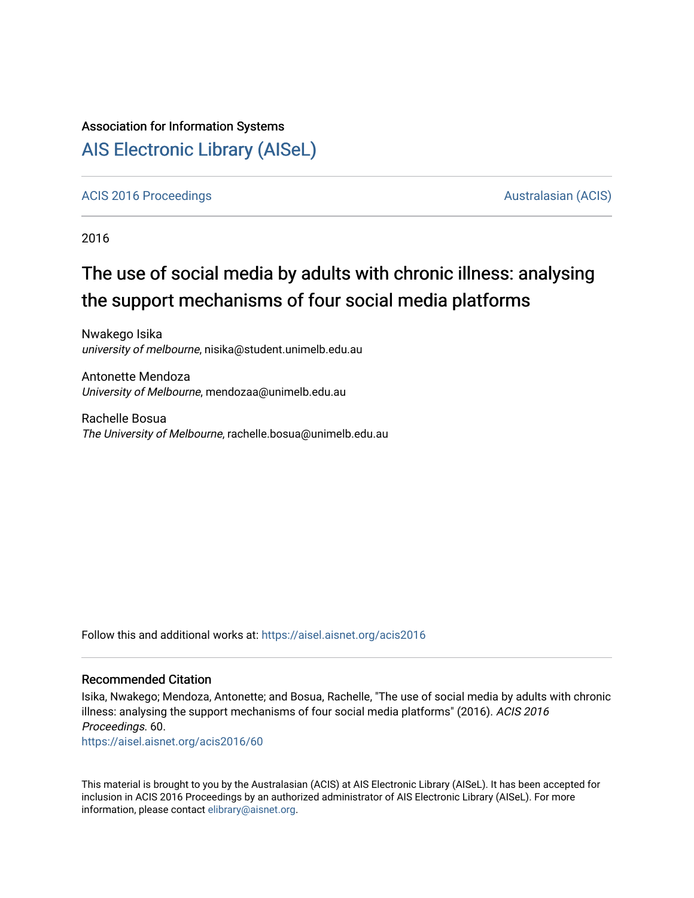Association for Information Systems

# AIS Electronic Library (AISeL)

ACIS 2016 Proceedings — Australasian (ACIS)

2016

## The use of social media by adults with chronic illness: analysing the support mechanisms of four social media platforms

Nwakego Isika
*university of melbourne*, nisika@student.unimelb.edu.au

Antonette Mendoza
*University of Melbourne*, mendozaa@unimelb.edu.au

Rachelle Bosua
*The University of Melbourne*, rachelle.bosua@unimelb.edu.au

Follow this and additional works at: https://aisel.aisnet.org/acis2016

### Recommended Citation

Isika, Nwakego; Mendoza, Antonette; and Bosua, Rachelle, "The use of social media by adults with chronic illness: analysing the support mechanisms of four social media platforms" (2016). *ACIS 2016 Proceedings*. 60.
https://aisel.aisnet.org/acis2016/60

This material is brought to you by the Australasian (ACIS) at AIS Electronic Library (AISeL). It has been accepted for inclusion in ACIS 2016 Proceedings by an authorized administrator of AIS Electronic Library (AISeL). For more information, please contact elibrary@aisnet.org.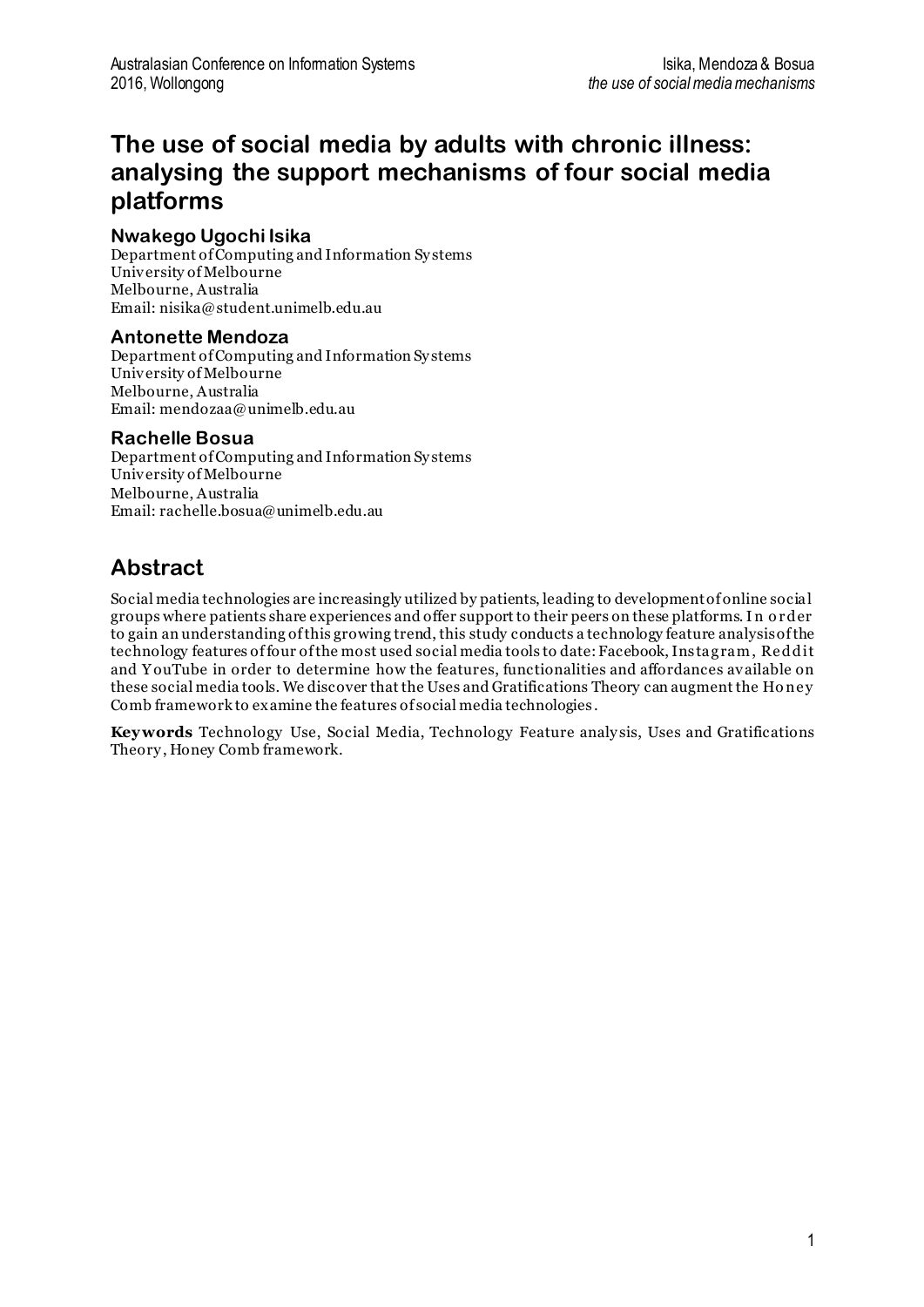# The use of social media by adults with chronic illness: analysing the support mechanisms of four social media platforms

**Nwakego Ugochi Isika**
Department of Computing and Information Systems
University of Melbourne
Melbourne, Australia
Email: nisika@student.unimelb.edu.au

**Antonette Mendoza**
Department of Computing and Information Systems
University of Melbourne
Melbourne, Australia
Email: mendozaa@unimelb.edu.au

**Rachelle Bosua**
Department of Computing and Information Systems
University of Melbourne
Melbourne, Australia
Email: rachelle.bosua@unimelb.edu.au

## Abstract

Social media technologies are increasingly utilized by patients, leading to development of online social groups where patients share experiences and offer support to their peers on these platforms. In order to gain an understanding of this growing trend, this study conducts a technology feature analysis of the technology features of four of the most used social media tools to date: Facebook, Instagram, Reddit and YouTube in order to determine how the features, functionalities and affordances available on these social media tools. We discover that the Uses and Gratifications Theory can augment the Honey Comb framework to examine the features of social media technologies.

**Keywords** Technology Use, Social Media, Technology Feature analysis, Uses and Gratifications Theory, Honey Comb framework.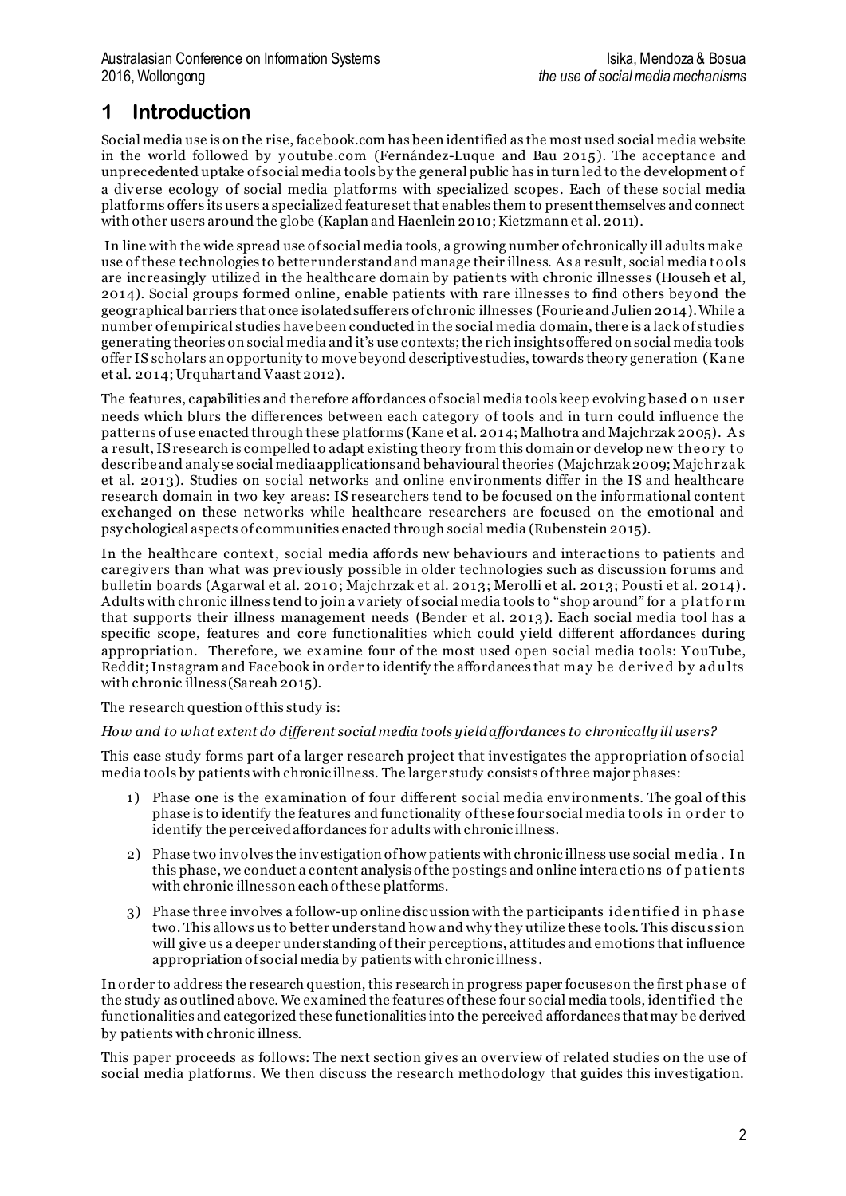# 1 Introduction

Social media use is on the rise, facebook.com has been identified as the most used social media website in the world followed by youtube.com (Fernández-Luque and Bau 2015). The acceptance and unprecedented uptake of social media tools by the general public has in turn led to the development of a diverse ecology of social media platforms with specialized scopes. Each of these social media platforms offers its users a specialized feature set that enables them to present themselves and connect with other users around the globe (Kaplan and Haenlein 2010; Kietzmann et al. 2011).

In line with the wide spread use of social media tools, a growing number of chronically ill adults make use of these technologies to better understand and manage their illness. As a result, social media tools are increasingly utilized in the healthcare domain by patients with chronic illnesses (Househ et al, 2014). Social groups formed online, enable patients with rare illnesses to find others beyond the geographical barriers that once isolated sufferers of chronic illnesses (Fourie and Julien 2014). While a number of empirical studies have been conducted in the social media domain, there is a lack of studies generating theories on social media and it's use contexts; the rich insights offered on social media tools offer IS scholars an opportunity to move beyond descriptive studies, towards theory generation (Kane et al. 2014; Urquhart and Vaast 2012).

The features, capabilities and therefore affordances of social media tools keep evolving based on user needs which blurs the differences between each category of tools and in turn could influence the patterns of use enacted through these platforms (Kane et al. 2014; Malhotra and Majchrzak 2005). As a result, IS research is compelled to adapt existing theory from this domain or develop new theory to describe and analyse social media applications and behavioural theories (Majchrzak 2009; Majchrzak et al. 2013). Studies on social networks and online environments differ in the IS and healthcare research domain in two key areas: IS researchers tend to be focused on the informational content exchanged on these networks while healthcare researchers are focused on the emotional and psychological aspects of communities enacted through social media (Rubenstein 2015).

In the healthcare context, social media affords new behaviours and interactions to patients and caregivers than what was previously possible in older technologies such as discussion forums and bulletin boards (Agarwal et al. 2010; Majchrzak et al. 2013; Merolli et al. 2013; Pousti et al. 2014). Adults with chronic illness tend to join a variety of social media tools to "shop around" for a platform that supports their illness management needs (Bender et al. 2013). Each social media tool has a specific scope, features and core functionalities which could yield different affordances during appropriation. Therefore, we examine four of the most used open social media tools: YouTube, Reddit; Instagram and Facebook in order to identify the affordances that may be derived by adults with chronic illness (Sareah 2015).

The research question of this study is:

*How and to what extent do different social media tools yield affordances to chronically ill users?*

This case study forms part of a larger research project that investigates the appropriation of social media tools by patients with chronic illness. The larger study consists of three major phases:

1) Phase one is the examination of four different social media environments. The goal of this phase is to identify the features and functionality of these four social media tools in order to identify the perceived affordances for adults with chronic illness.
2) Phase two involves the investigation of how patients with chronic illness use social media. In this phase, we conduct a content analysis of the postings and online interactions of patients with chronic illness on each of these platforms.
3) Phase three involves a follow-up online discussion with the participants identified in phase two. This allows us to better understand how and why they utilize these tools. This discussion will give us a deeper understanding of their perceptions, attitudes and emotions that influence appropriation of social media by patients with chronic illness.

In order to address the research question, this research in progress paper focuses on the first phase of the study as outlined above. We examined the features of these four social media tools, identified the functionalities and categorized these functionalities into the perceived affordances that may be derived by patients with chronic illness.

This paper proceeds as follows: The next section gives an overview of related studies on the use of social media platforms. We then discuss the research methodology that guides this investigation.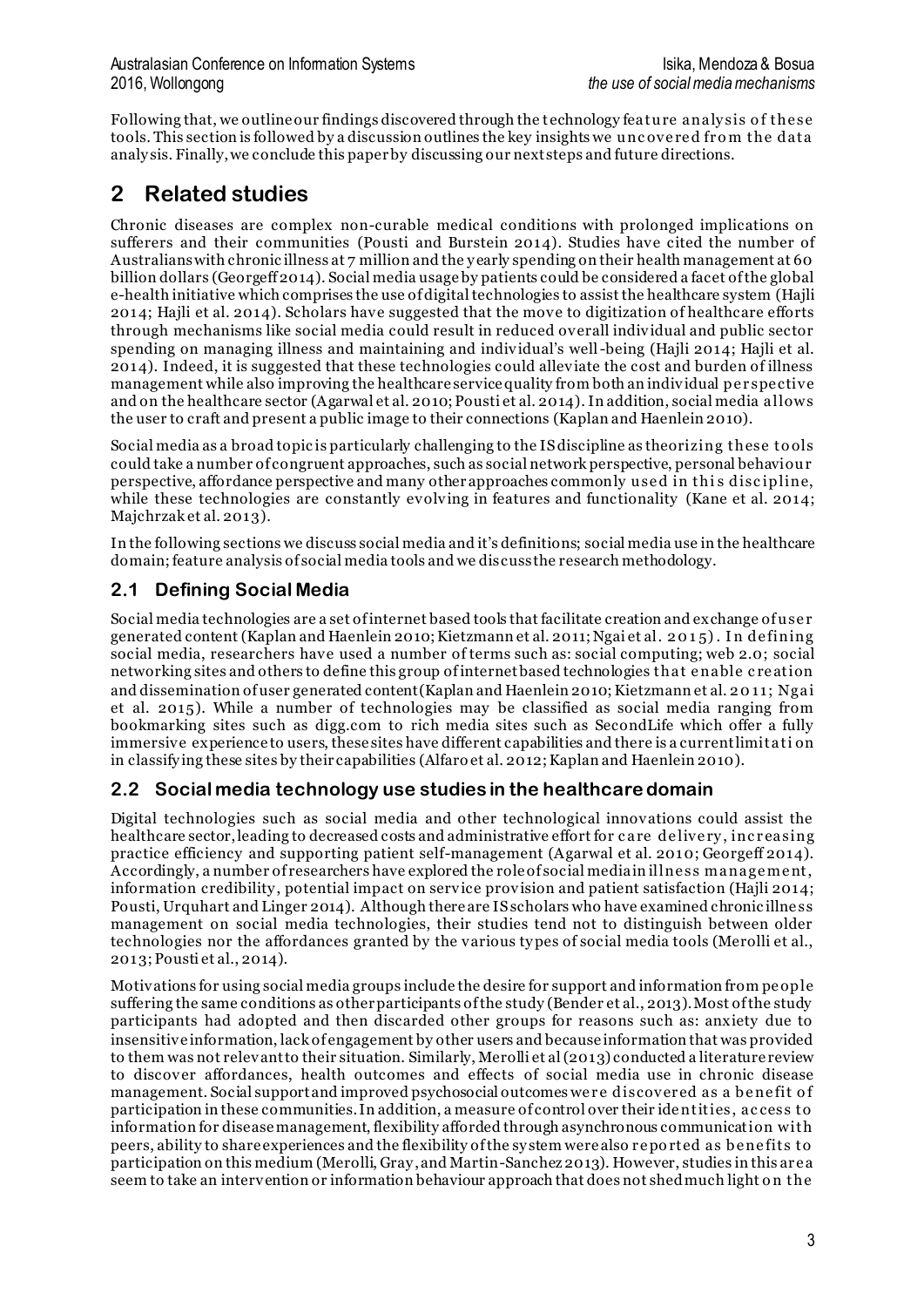Following that, we outline our findings discovered through the technology feature analysis of these tools. This section is followed by a discussion outlines the key insights we uncovered from the data analysis. Finally, we conclude this paper by discussing our next steps and future directions.

# 2 Related studies

Chronic diseases are complex non-curable medical conditions with prolonged implications on sufferers and their communities (Pousti and Burstein 2014). Studies have cited the number of Australians with chronic illness at 7 million and the yearly spending on their health management at 60 billion dollars (Georgeff 2014). Social media usage by patients could be considered a facet of the global e-health initiative which comprises the use of digital technologies to assist the healthcare system (Hajli 2014; Hajli et al. 2014). Scholars have suggested that the move to digitization of healthcare efforts through mechanisms like social media could result in reduced overall individual and public sector spending on managing illness and maintaining and individual's well-being (Hajli 2014; Hajli et al. 2014). Indeed, it is suggested that these technologies could alleviate the cost and burden of illness management while also improving the healthcare service quality from both an individual perspective and on the healthcare sector (Agarwal et al. 2010; Pousti et al. 2014). In addition, social media allows the user to craft and present a public image to their connections (Kaplan and Haenlein 2010).

Social media as a broad topic is particularly challenging to the IS discipline as theorizing these tools could take a number of congruent approaches, such as social network perspective, personal behaviour perspective, affordance perspective and many other approaches commonly used in this discipline, while these technologies are constantly evolving in features and functionality (Kane et al. 2014; Majchrzak et al. 2013).

In the following sections we discuss social media and it's definitions; social media use in the healthcare domain; feature analysis of social media tools and we discuss the research methodology.

## 2.1 Defining Social Media

Social media technologies are a set of internet based tools that facilitate creation and exchange of user generated content (Kaplan and Haenlein 2010; Kietzmann et al. 2011; Ngai et al. 2015). In defining social media, researchers have used a number of terms such as: social computing; web 2.0; social networking sites and others to define this group of internet based technologies that enable creation and dissemination of user generated content (Kaplan and Haenlein 2010; Kietzmann et al. 2011; Ngai et al. 2015). While a number of technologies may be classified as social media ranging from bookmarking sites such as digg.com to rich media sites such as SecondLife which offer a fully immersive experience to users, these sites have different capabilities and there is a current limitation in classifying these sites by their capabilities (Alfaro et al. 2012; Kaplan and Haenlein 2010).

## 2.2 Social media technology use studies in the healthcare domain

Digital technologies such as social media and other technological innovations could assist the healthcare sector, leading to decreased costs and administrative effort for care delivery, increasing practice efficiency and supporting patient self-management (Agarwal et al. 2010; Georgeff 2014). Accordingly, a number of researchers have explored the role of social media in illness management, information credibility, potential impact on service provision and patient satisfaction (Hajli 2014; Pousti, Urquhart and Linger 2014). Although there are IS scholars who have examined chronic illness management on social media technologies, their studies tend not to distinguish between older technologies nor the affordances granted by the various types of social media tools (Merolli et al., 2013; Pousti et al., 2014).

Motivations for using social media groups include the desire for support and information from people suffering the same conditions as other participants of the study (Bender et al., 2013). Most of the study participants had adopted and then discarded other groups for reasons such as: anxiety due to insensitive information, lack of engagement by other users and because information that was provided to them was not relevant to their situation. Similarly, Merolli et al (2013) conducted a literature review to discover affordances, health outcomes and effects of social media use in chronic disease management. Social support and improved psychosocial outcomes were discovered as a benefit of participation in these communities. In addition, a measure of control over their identities, access to information for disease management, flexibility afforded through asynchronous communication with peers, ability to share experiences and the flexibility of the system were also reported as benefits to participation on this medium (Merolli, Gray, and Martin-Sanchez 2013). However, studies in this area seem to take an intervention or information behaviour approach that does not shed much light on the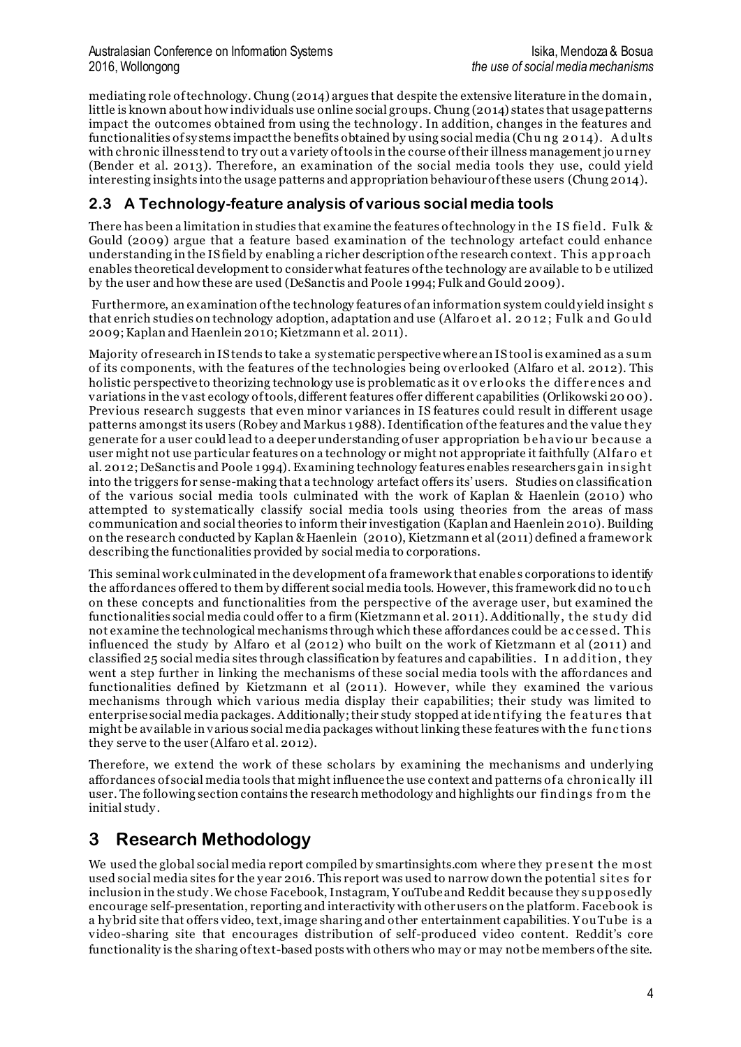mediating role of technology. Chung (2014) argues that despite the extensive literature in the domain, little is known about how individuals use online social groups. Chung (2014) states that usage patterns impact the outcomes obtained from using the technology. In addition, changes in the features and functionalities of systems impact the benefits obtained by using social media (Chung 2014). Adults with chronic illness tend to try out a variety of tools in the course of their illness management journey (Bender et al. 2013). Therefore, an examination of the social media tools they use, could yield interesting insights into the usage patterns and appropriation behaviour of these users (Chung 2014).

## 2.3 A Technology-feature analysis of various social media tools

There has been a limitation in studies that examine the features of technology in the IS field. Fulk & Gould (2009) argue that a feature based examination of the technology artefact could enhance understanding in the IS field by enabling a richer description of the research context. This approach enables theoretical development to consider what features of the technology are available to be utilized by the user and how these are used (DeSanctis and Poole 1994; Fulk and Gould 2009).

Furthermore, an examination of the technology features of an information system could yield insights that enrich studies on technology adoption, adaptation and use (Alfaro et al. 2012; Fulk and Gould 2009; Kaplan and Haenlein 2010; Kietzmann et al. 2011).

Majority of research in IS tends to take a systematic perspective where an IS tool is examined as a sum of its components, with the features of the technologies being overlooked (Alfaro et al. 2012). This holistic perspective to theorizing technology use is problematic as it overlooks the differences and variations in the vast ecology of tools, different features offer different capabilities (Orlikowski 2000). Previous research suggests that even minor variances in IS features could result in different usage patterns amongst its users (Robey and Markus 1988). Identification of the features and the value they generate for a user could lead to a deeper understanding of user appropriation behaviour because a user might not use particular features on a technology or might not appropriate it faithfully (Alfaro et al. 2012; DeSanctis and Poole 1994). Examining technology features enables researchers gain insight into the triggers for sense-making that a technology artefact offers its' users. Studies on classification of the various social media tools culminated with the work of Kaplan & Haenlein (2010) who attempted to systematically classify social media tools using theories from the areas of mass communication and social theories to inform their investigation (Kaplan and Haenlein 2010). Building on the research conducted by Kaplan & Haenlein (2010), Kietzmann et al (2011) defined a framework describing the functionalities provided by social media to corporations.

This seminal work culminated in the development of a framework that enables corporations to identify the affordances offered to them by different social media tools. However, this framework did no touch on these concepts and functionalities from the perspective of the average user, but examined the functionalities social media could offer to a firm (Kietzmann et al. 2011). Additionally, the study did not examine the technological mechanisms through which these affordances could be accessed. This influenced the study by Alfaro et al (2012) who built on the work of Kietzmann et al (2011) and classified 25 social media sites through classification by features and capabilities. In addition, they went a step further in linking the mechanisms of these social media tools with the affordances and functionalities defined by Kietzmann et al (2011). However, while they examined the various mechanisms through which various media display their capabilities; their study was limited to enterprise social media packages. Additionally; their study stopped at identifying the features that might be available in various social media packages without linking these features with the functions they serve to the user (Alfaro et al. 2012).

Therefore, we extend the work of these scholars by examining the mechanisms and underlying affordances of social media tools that might influence the use context and patterns of a chronically ill user. The following section contains the research methodology and highlights our findings from the initial study.

# 3 Research Methodology

We used the global social media report compiled by smartinsights.com where they present the most used social media sites for the year 2016. This report was used to narrow down the potential sites for inclusion in the study. We chose Facebook, Instagram, YouTube and Reddit because they supposedly encourage self-presentation, reporting and interactivity with other users on the platform. Facebook is a hybrid site that offers video, text, image sharing and other entertainment capabilities. YouTube is a video-sharing site that encourages distribution of self-produced video content. Reddit's core functionality is the sharing of text-based posts with others who may or may not be members of the site.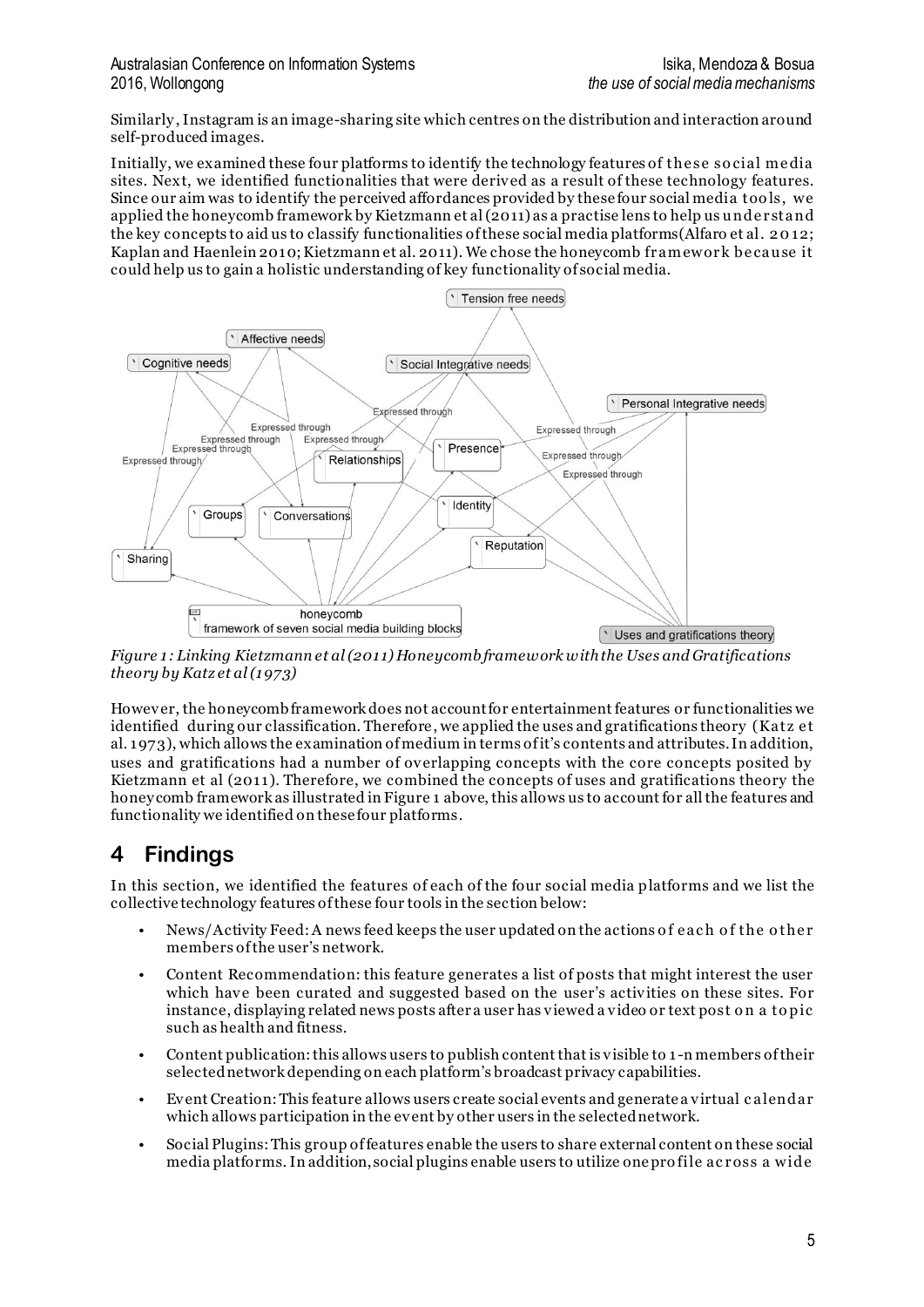Similarly, Instagram is an image-sharing site which centres on the distribution and interaction around self-produced images.

Initially, we examined these four platforms to identify the technology features of these social media sites. Next, we identified functionalities that were derived as a result of these technology features. Since our aim was to identify the perceived affordances provided by these four social media tools, we applied the honeycomb framework by Kietzmann et al (2011) as a practise lens to help us understand the key concepts to aid us to classify functionalities of these social media platforms(Alfaro et al. 2012; Kaplan and Haenlein 2010; Kietzmann et al. 2011). We chose the honeycomb framework because it could help us to gain a holistic understanding of key functionality of social media.

*Figure 1: Linking Kietzmann et al (2011) Honeycomb framework with the Uses and Gratifications theory by Katz et al (1973)*

However, the honeycomb framework does not account for entertainment features or functionalities we identified during our classification. Therefore, we applied the uses and gratifications theory (Katz et al. 1973), which allows the examination of medium in terms of it's contents and attributes. In addition, uses and gratifications had a number of overlapping concepts with the core concepts posited by Kietzmann et al (2011). Therefore, we combined the concepts of uses and gratifications theory the honeycomb framework as illustrated in Figure 1 above, this allows us to account for all the features and functionality we identified on these four platforms.

# 4 Findings

In this section, we identified the features of each of the four social media platforms and we list the collective technology features of these four tools in the section below:

- News/Activity Feed: A news feed keeps the user updated on the actions of each of the other members of the user's network.
- Content Recommendation: this feature generates a list of posts that might interest the user which have been curated and suggested based on the user's activities on these sites. For instance, displaying related news posts after a user has viewed a video or text post on a topic such as health and fitness.
- Content publication: this allows users to publish content that is visible to 1-n members of their selected network depending on each platform's broadcast privacy capabilities.
- Event Creation: This feature allows users create social events and generate a virtual calendar which allows participation in the event by other users in the selected network.
- Social Plugins: This group of features enable the users to share external content on these social media platforms. In addition, social plugins enable users to utilize one profile across a wide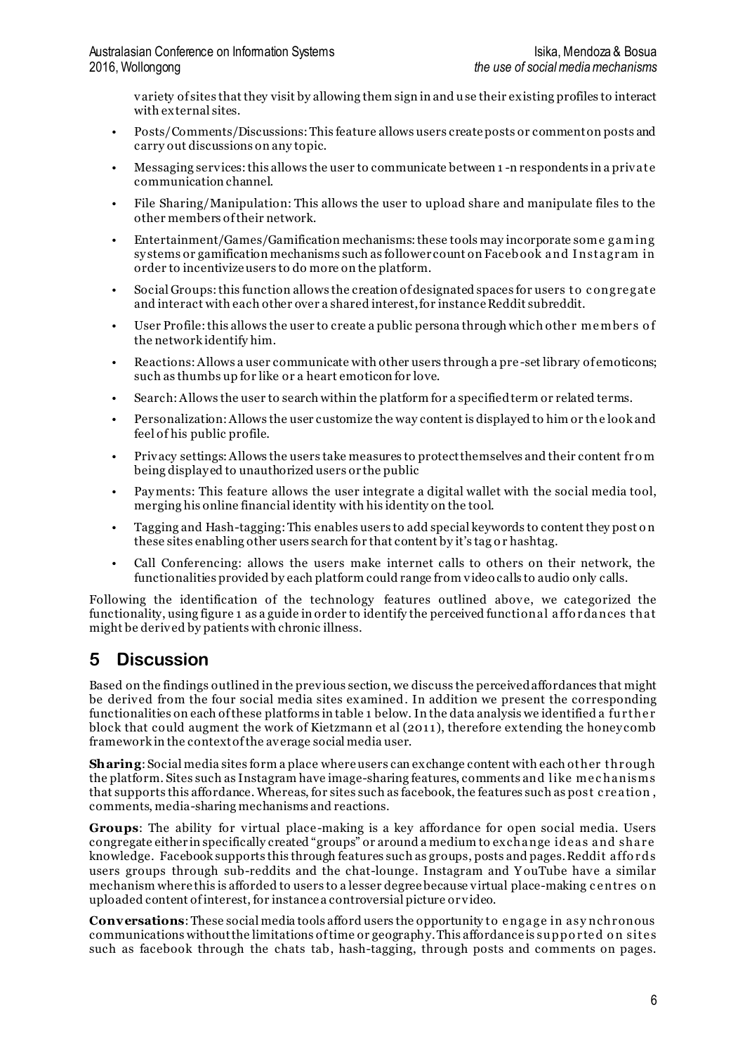variety of sites that they visit by allowing them sign in and use their existing profiles to interact with external sites.

- Posts/Comments/Discussions: This feature allows users create posts or comment on posts and carry out discussions on any topic.
- Messaging services: this allows the user to communicate between 1-n respondents in a private communication channel.
- File Sharing/Manipulation: This allows the user to upload share and manipulate files to the other members of their network.
- Entertainment/Games/Gamification mechanisms: these tools may incorporate some gaming systems or gamification mechanisms such as follower count on Facebook and Instagram in order to incentivize users to do more on the platform.
- Social Groups: this function allows the creation of designated spaces for users to congregate and interact with each other over a shared interest, for instance Reddit subreddit.
- User Profile: this allows the user to create a public persona through which other members of the network identify him.
- Reactions: Allows a user communicate with other users through a pre-set library of emoticons; such as thumbs up for like or a heart emoticon for love.
- Search: Allows the user to search within the platform for a specified term or related terms.
- Personalization: Allows the user customize the way content is displayed to him or the look and feel of his public profile.
- Privacy settings: Allows the users take measures to protect themselves and their content from being displayed to unauthorized users or the public
- Payments: This feature allows the user integrate a digital wallet with the social media tool, merging his online financial identity with his identity on the tool.
- Tagging and Hash-tagging: This enables users to add special keywords to content they post on these sites enabling other users search for that content by it's tag or hashtag.
- Call Conferencing: allows the users make internet calls to others on their network, the functionalities provided by each platform could range from video calls to audio only calls.

Following the identification of the technology features outlined above, we categorized the functionality, using figure 1 as a guide in order to identify the perceived functional affordances that might be derived by patients with chronic illness.

## 5 Discussion

Based on the findings outlined in the previous section, we discuss the perceived affordances that might be derived from the four social media sites examined. In addition we present the corresponding functionalities on each of these platforms in table 1 below. In the data analysis we identified a further block that could augment the work of Kietzmann et al (2011), therefore extending the honeycomb framework in the context of the average social media user.

**Sharing**: Social media sites form a place where users can exchange content with each other through the platform. Sites such as Instagram have image-sharing features, comments and like mechanisms that supports this affordance. Whereas, for sites such as facebook, the features such as post creation, comments, media-sharing mechanisms and reactions.

**Groups**: The ability for virtual place-making is a key affordance for open social media. Users congregate either in specifically created "groups" or around a medium to exchange ideas and share knowledge. Facebook supports this through features such as groups, posts and pages. Reddit affords users groups through sub-reddits and the chat-lounge. Instagram and YouTube have a similar mechanism where this is afforded to users to a lesser degree because virtual place-making centres on uploaded content of interest, for instance a controversial picture or video.

**Conversations**: These social media tools afford users the opportunity to engage in asynchronous communications without the limitations of time or geography. This affordance is supported on sites such as facebook through the chats tab, hash-tagging, through posts and comments on pages.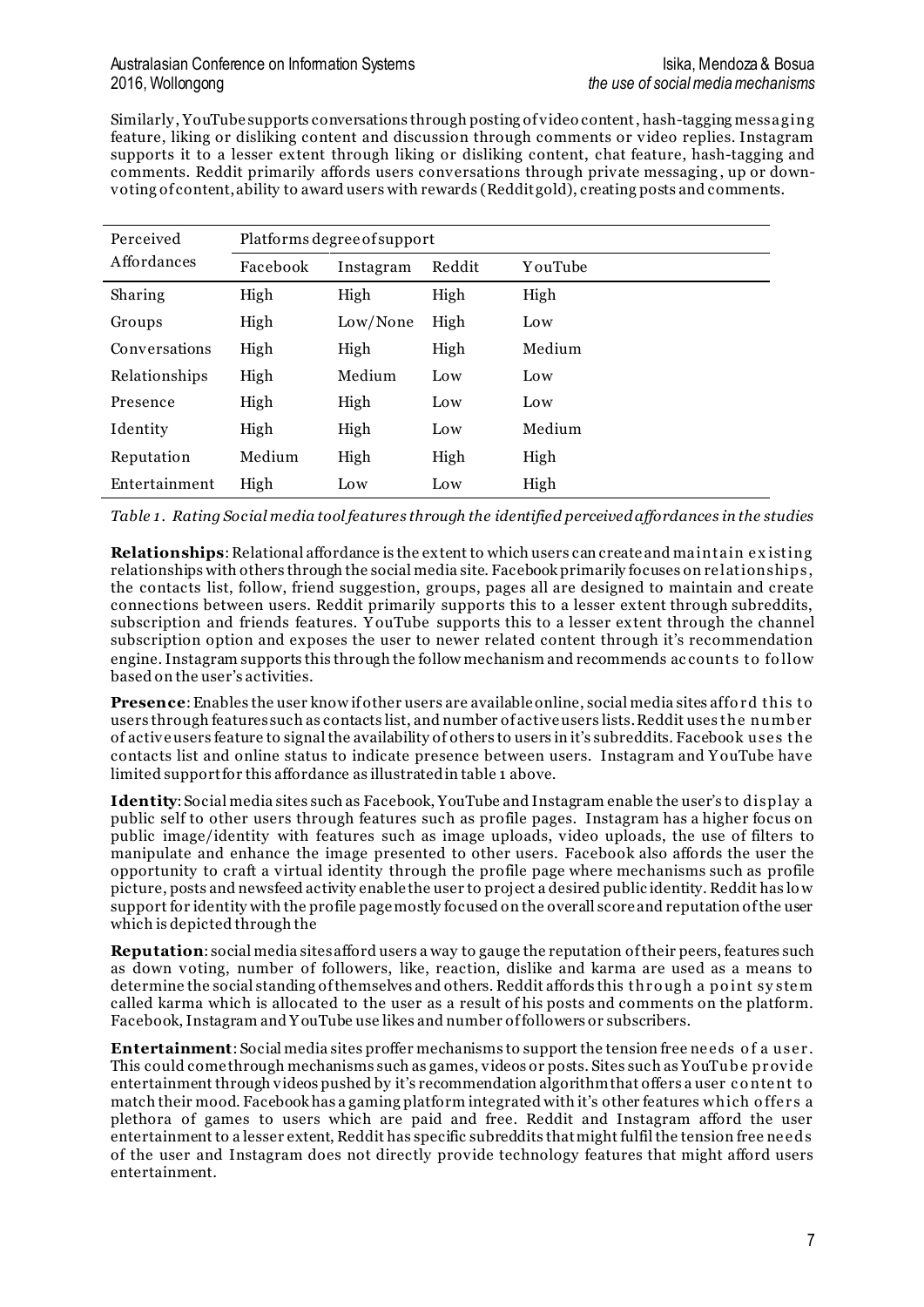Similarly, YouTube supports conversations through posting of video content, hash-tagging messaging feature, liking or disliking content and discussion through comments or video replies. Instagram supports it to a lesser extent through liking or disliking content, chat feature, hash-tagging and comments. Reddit primarily affords users conversations through private messaging, up or down-voting of content, ability to award users with rewards (Reddit gold), creating posts and comments.

| Perceived Affordances | Platforms degree of support | | | |
|---|---|---|---|---|
| | Facebook | Instagram | Reddit | YouTube |
| Sharing | High | High | High | High |
| Groups | High | Low/None | High | Low |
| Conversations | High | High | High | Medium |
| Relationships | High | Medium | Low | Low |
| Presence | High | High | Low | Low |
| Identity | High | High | Low | Medium |
| Reputation | Medium | High | High | High |
| Entertainment | High | Low | Low | High |

*Table 1. Rating Social media tool features through the identified perceived affordances in the studies*

**Relationships**: Relational affordance is the extent to which users can create and maintain existing relationships with others through the social media site. Facebook primarily focuses on relationships, the contacts list, follow, friend suggestion, groups, pages all are designed to maintain and create connections between users. Reddit primarily supports this to a lesser extent through subreddits, subscription and friends features. YouTube supports this to a lesser extent through the channel subscription option and exposes the user to newer related content through it's recommendation engine. Instagram supports this through the follow mechanism and recommends accounts to follow based on the user's activities.

**Presence**: Enables the user know if other users are available online, social media sites afford this to users through features such as contacts list, and number of active users lists. Reddit uses the number of active users feature to signal the availability of others to users in it's subreddits. Facebook uses the contacts list and online status to indicate presence between users. Instagram and YouTube have limited support for this affordance as illustrated in table 1 above.

**Identity**: Social media sites such as Facebook, YouTube and Instagram enable the user's to display a public self to other users through features such as profile pages. Instagram has a higher focus on public image/identity with features such as image uploads, video uploads, the use of filters to manipulate and enhance the image presented to other users. Facebook also affords the user the opportunity to craft a virtual identity through the profile page where mechanisms such as profile picture, posts and newsfeed activity enable the user to project a desired public identity. Reddit has low support for identity with the profile page mostly focused on the overall score and reputation of the user which is depicted through the

**Reputation**: social media sites afford users a way to gauge the reputation of their peers, features such as down voting, number of followers, like, reaction, dislike and karma are used as a means to determine the social standing of themselves and others. Reddit affords this through a point system called karma which is allocated to the user as a result of his posts and comments on the platform. Facebook, Instagram and YouTube use likes and number of followers or subscribers.

**Entertainment**: Social media sites proffer mechanisms to support the tension free needs of a user. This could come through mechanisms such as games, videos or posts. Sites such as YouTube provide entertainment through videos pushed by it's recommendation algorithm that offers a user content to match their mood. Facebook has a gaming platform integrated with it's other features which offers a plethora of games to users which are paid and free. Reddit and Instagram afford the user entertainment to a lesser extent, Reddit has specific subreddits that might fulfil the tension free needs of the user and Instagram does not directly provide technology features that might afford users entertainment.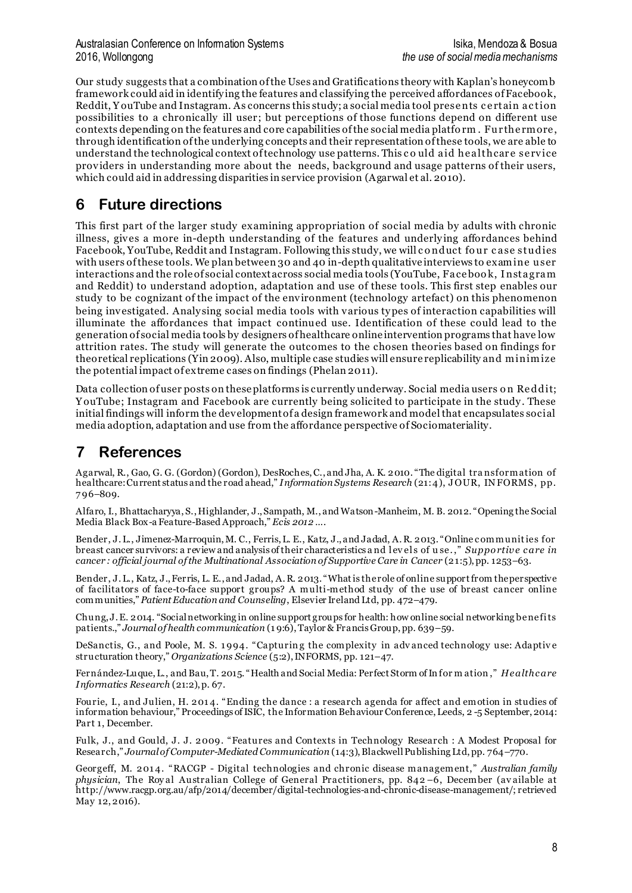Our study suggests that a combination of the Uses and Gratifications theory with Kaplan's honeycomb framework could aid in identifying the features and classifying the perceived affordances of Facebook, Reddit, YouTube and Instagram. As concerns this study; a social media tool presents certain action possibilities to a chronically ill user; but perceptions of those functions depend on different use contexts depending on the features and core capabilities of the social media platform. Furthermore, through identification of the underlying concepts and their representation of these tools, we are able to understand the technological context of technology use patterns. This could aid healthcare service providers in understanding more about the needs, background and usage patterns of their users, which could aid in addressing disparities in service provision (Agarwal et al. 2010).

# 6 Future directions

This first part of the larger study examining appropriation of social media by adults with chronic illness, gives a more in-depth understanding of the features and underlying affordances behind Facebook, YouTube, Reddit and Instagram. Following this study, we will conduct four case studies with users of these tools. We plan between 30 and 40 in-depth qualitative interviews to examine user interactions and the role of social context across social media tools (YouTube, Facebook, Instagram and Reddit) to understand adoption, adaptation and use of these tools. This first step enables our study to be cognizant of the impact of the environment (technology artefact) on this phenomenon being investigated. Analysing social media tools with various types of interaction capabilities will illuminate the affordances that impact continued use. Identification of these could lead to the generation of social media tools by designers of healthcare online intervention programs that have low attrition rates. The study will generate the outcomes to the chosen theories based on findings for theoretical replications (Yin 2009). Also, multiple case studies will ensure replicability and minimize the potential impact of extreme cases on findings (Phelan 2011).

Data collection of user posts on these platforms is currently underway. Social media users on Reddit; YouTube; Instagram and Facebook are currently being solicited to participate in the study. These initial findings will inform the development of a design framework and model that encapsulates social media adoption, adaptation and use from the affordance perspective of Sociomateriality.

# 7 References

Agarwal, R., Gao, G. G. (Gordon) (Gordon), DesRoches, C., and Jha, A. K. 2010. "The digital transformation of healthcare: Current status and the road ahead," *Information Systems Research* (21:4), JOUR, INFORMS, pp. 796–809.

Alfaro, I., Bhattacharyya, S., Highlander, J., Sampath, M., and Watson-Manheim, M. B. 2012. "Opening the Social Media Black Box-a Feature-Based Approach," *Ecis 2012 …*.

Bender, J. L., Jimenez-Marroquin, M. C., Ferris, L. E., Katz, J., and Jadad, A. R. 2013. "Online communities for breast cancer survivors: a review and analysis of their characteristics and levels of use.," *Supportive care in cancer : official journal of the Multinational Association of Supportive Care in Cancer* (21:5), pp. 1253–63.

Bender, J. L., Katz, J., Ferris, L. E., and Jadad, A. R. 2013. "What is the role of online support from the perspective of facilitators of face-to-face support groups? A multi-method study of the use of breast cancer online communities," *Patient Education and Counseling*, Elsevier Ireland Ltd, pp. 472–479.

Chung, J. E. 2014. "Social networking in online support groups for health: how online social networking benefits patients.," *Journal of health communication* (19:6), Taylor & Francis Group, pp. 639–59.

DeSanctis, G., and Poole, M. S. 1994. "Capturing the complexity in advanced technology use: Adaptive structuration theory," *Organizations Science* (5:2), INFORMS, pp. 121–47.

Fernández-Luque, L., and Bau, T. 2015. "Health and Social Media: Perfect Storm of Information," *Healthcare Informatics Research* (21:2), p. 67.

Fourie, I., and Julien, H. 2014. "Ending the dance : a research agenda for affect and emotion in studies of information behaviour," Proceedings of ISIC, the Information Behaviour Conference, Leeds, 2-5 September, 2014: Part 1, December.

Fulk, J., and Gould, J. J. 2009. "Features and Contexts in Technology Research : A Modest Proposal for Research," *Journal of Computer-Mediated Communication* (14:3), Blackwell Publishing Ltd, pp. 764–770.

Georgeff, M. 2014. "RACGP - Digital technologies and chronic disease management," *Australian family physician*, The Royal Australian College of General Practitioners, pp. 842–6, December (available at http://www.racgp.org.au/afp/2014/december/digital-technologies-and-chronic-disease-management/; retrieved May 12, 2016).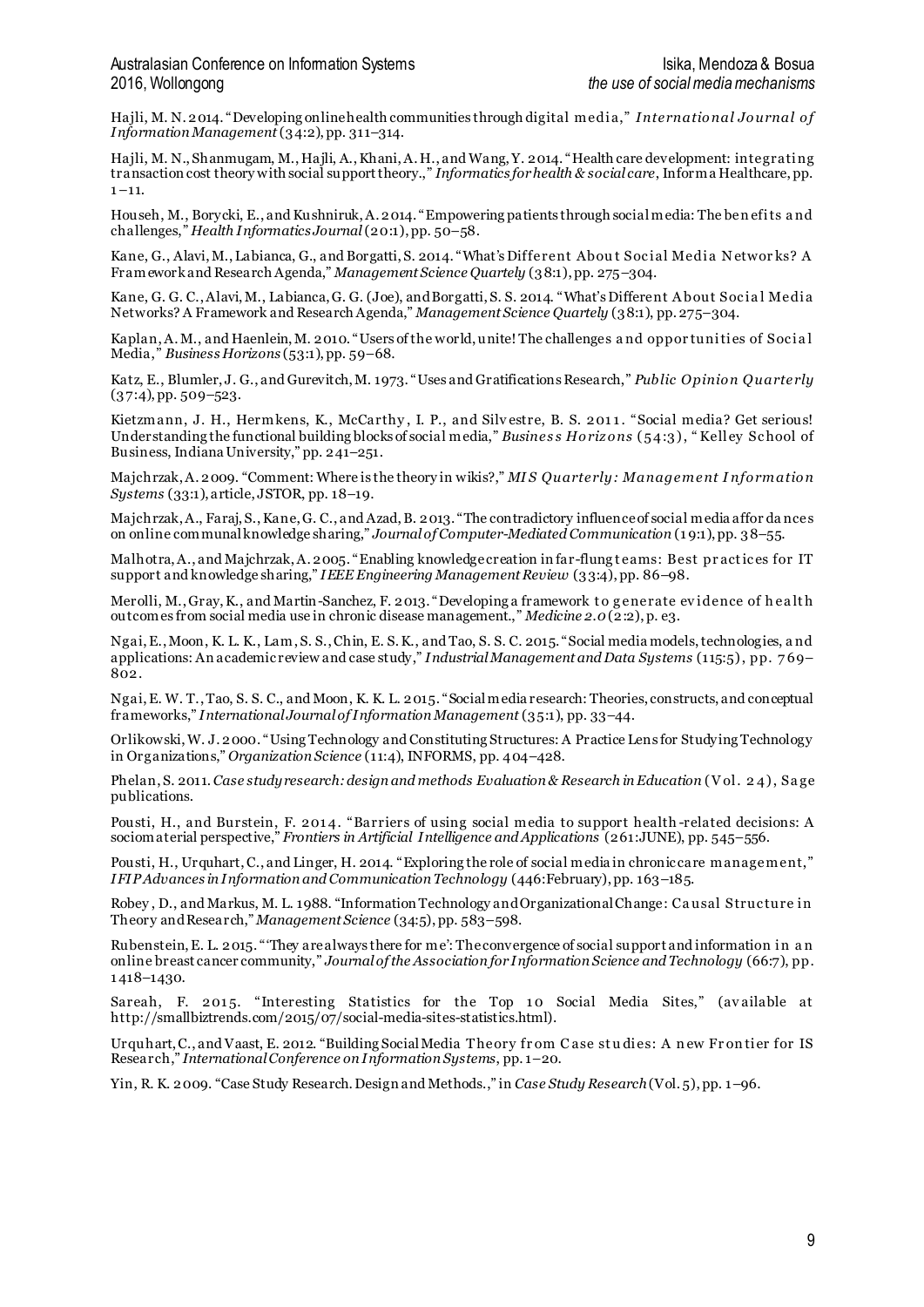Hajli, M. N. 2014. "Developing online health communities through digital media," *International Journal of Information Management* (34:2), pp. 311–314.

Hajli, M. N., Shanmugam, M., Hajli, A., Khani, A. H., and Wang, Y. 2014. "Health care development: integrating transaction cost theory with social support theory.," *Informatics for health & social care*, Informa Healthcare, pp. 1–11.

Househ, M., Borycki, E., and Kushniruk, A. 2014. "Empowering patients through social media: The benefits and challenges," *Health Informatics Journal* (20:1), pp. 50–58.

Kane, G., Alavi, M., Labianca, G., and Borgatti, S. 2014. "What's Different About Social Media Networks? A Framework and Research Agenda," *Management Science Quartely* (38:1), pp. 275–304.

Kane, G. G. C., Alavi, M., Labianca, G. G. (Joe), and Borgatti, S. S. 2014. "What's Different About Social Media Networks? A Framework and Research Agenda," *Management Science Quartely* (38:1), pp. 275–304.

Kaplan, A. M., and Haenlein, M. 2010. "Users of the world, unite! The challenges and opportunities of Social Media," *Business Horizons* (53:1), pp. 59–68.

Katz, E., Blumler, J. G., and Gurevitch, M. 1973. "Uses and Gratifications Research," *Public Opinion Quarterly* (37:4), pp. 509–523.

Kietzmann, J. H., Hermkens, K., McCarthy, I. P., and Silvestre, B. S. 2011. "Social media? Get serious! Understanding the functional building blocks of social media," *Business Horizons* (54:3), "Kelley School of Business, Indiana University," pp. 241–251.

Majchrzak, A. 2009. "Comment: Where is the theory in wikis?," *MIS Quarterly: Management Information Systems* (33:1), article, JSTOR, pp. 18–19.

Majchrzak, A., Faraj, S., Kane, G. C., and Azad, B. 2013. "The contradictory influence of social media affordances on online communal knowledge sharing," *Journal of Computer-Mediated Communication* (19:1), pp. 38–55.

Malhotra, A., and Majchrzak, A. 2005. "Enabling knowledge creation in far-flung teams: Best practices for IT support and knowledge sharing," *IEEE Engineering Management Review* (33:4), pp. 86–98.

Merolli, M., Gray, K., and Martin-Sanchez, F. 2013. "Developing a framework to generate evidence of health outcomes from social media use in chronic disease management.," *Medicine 2.0* (2:2), p. e3.

Ngai, E., Moon, K. L. K., Lam, S. S., Chin, E. S. K., and Tao, S. S. C. 2015. "Social media models, technologies, and applications: An academic review and case study," *Industrial Management and Data Systems* (115:5), pp. 769–802.

Ngai, E. W. T., Tao, S. S. C., and Moon, K. K. L. 2015. "Social media research: Theories, constructs, and conceptual frameworks," *International Journal of Information Management* (35:1), pp. 33–44.

Orlikowski, W. J. 2000. "Using Technology and Constituting Structures: A Practice Lens for Studying Technology in Organizations," *Organization Science* (11:4), INFORMS, pp. 404–428.

Phelan, S. 2011. *Case study research: design and methods Evaluation & Research in Education* (Vol. 24), Sage publications.

Pousti, H., and Burstein, F. 2014. "Barriers of using social media to support health-related decisions: A sociomaterial perspective," *Frontiers in Artificial Intelligence and Applications* (261:JUNE), pp. 545–556.

Pousti, H., Urquhart, C., and Linger, H. 2014. "Exploring the role of social media in chronic care management," *IFIP Advances in Information and Communication Technology* (446:February), pp. 163–185.

Robey, D., and Markus, M. L. 1988. "Information Technology and Organizational Change: Causal Structure in Theory and Research," *Management Science* (34:5), pp. 583–598.

Rubenstein, E. L. 2015. "'They are always there for me': The convergence of social support and information in an online breast cancer community," *Journal of the Association for Information Science and Technology* (66:7), pp. 1418–1430.

Sareah, F. 2015. "Interesting Statistics for the Top 10 Social Media Sites," (available at http://smallbiztrends.com/2015/07/social-media-sites-statistics.html).

Urquhart, C., and Vaast, E. 2012. "Building Social Media Theory from Case studies: A new Frontier for IS Research," *International Conference on Information Systems*, pp. 1–20.

Yin, R. K. 2009. "Case Study Research. Design and Methods.," in *Case Study Research* (Vol. 5), pp. 1–96.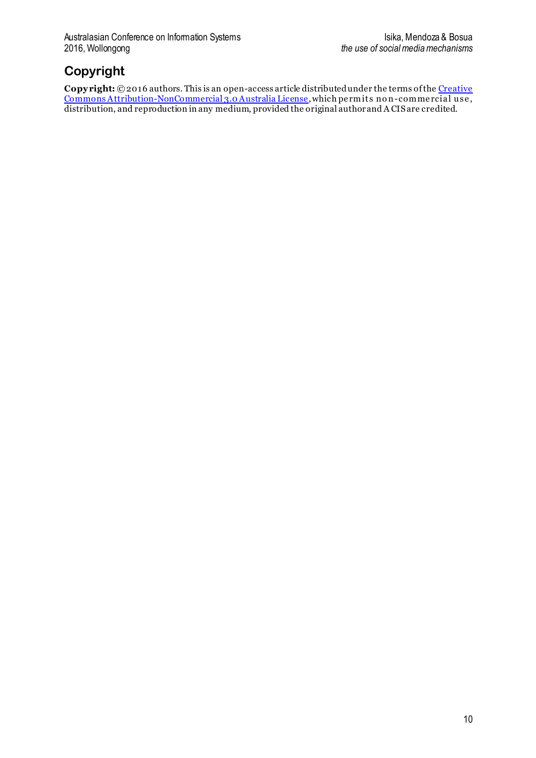# Copyright

**Copyright:** © 2016 authors. This is an open-access article distributed under the terms of the Creative Commons Attribution-NonCommercial 3.0 Australia License, which permits non-commercial use, distribution, and reproduction in any medium, provided the original author and ACIS are credited.